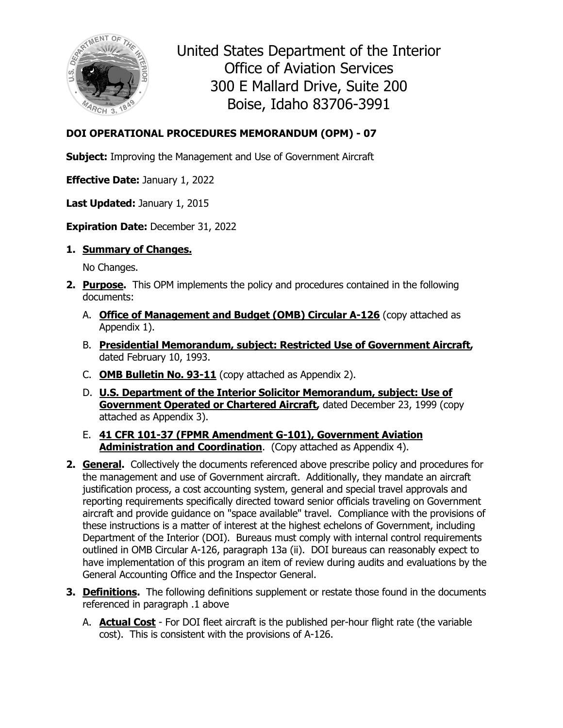# United States Department of the Interior
## Office of Aviation Services
300 E Mallard Drive, Suite 200
Boise, Idaho 83706-3991

**DOI OPERATIONAL PROCEDURES MEMORANDUM (OPM) - 07**

**Subject:** Improving the Management and Use of Government Aircraft

**Effective Date:** January 1, 2022

**Last Updated:** January 1, 2015

**Expiration Date:** December 31, 2022

1. **Summary of Changes.**

   No Changes.

2. **Purpose.** This OPM implements the policy and procedures contained in the following documents:

   A. **Office of Management and Budget (OMB) Circular A-126** (copy attached as Appendix 1).

   B. **Presidential Memorandum, subject: Restricted Use of Government Aircraft,** dated February 10, 1993.

   C. **OMB Bulletin No. 93-11** (copy attached as Appendix 2).

   D. **U.S. Department of the Interior Solicitor Memorandum, subject: Use of Government Operated or Chartered Aircraft,** dated December 23, 1999 (copy attached as Appendix 3).

   E. **41 CFR 101-37 (FPMR Amendment G-101), Government Aviation Administration and Coordination**. (Copy attached as Appendix 4).

2. **General.** Collectively the documents referenced above prescribe policy and procedures for the management and use of Government aircraft. Additionally, they mandate an aircraft justification process, a cost accounting system, general and special travel approvals and reporting requirements specifically directed toward senior officials traveling on Government aircraft and provide guidance on "space available" travel. Compliance with the provisions of these instructions is a matter of interest at the highest echelons of Government, including Department of the Interior (DOI). Bureaus must comply with internal control requirements outlined in OMB Circular A-126, paragraph 13a (ii). DOI bureaus can reasonably expect to have implementation of this program an item of review during audits and evaluations by the General Accounting Office and the Inspector General.

3. **Definitions.** The following definitions supplement or restate those found in the documents referenced in paragraph .1 above

   A. **Actual Cost** - For DOI fleet aircraft is the published per-hour flight rate (the variable cost). This is consistent with the provisions of A-126.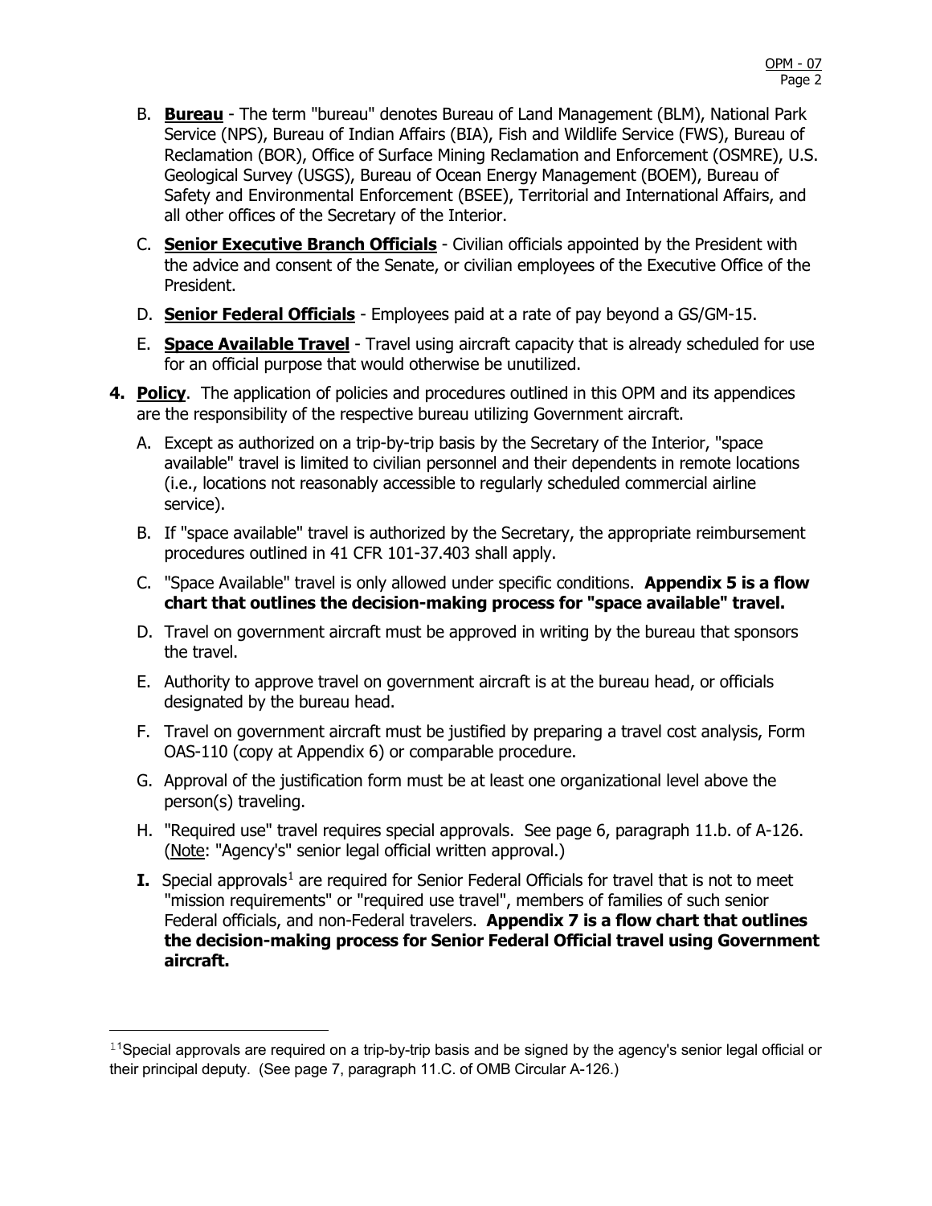B. **Bureau** - The term "bureau" denotes Bureau of Land Management (BLM), National Park Service (NPS), Bureau of Indian Affairs (BIA), Fish and Wildlife Service (FWS), Bureau of Reclamation (BOR), Office of Surface Mining Reclamation and Enforcement (OSMRE), U.S. Geological Survey (USGS), Bureau of Ocean Energy Management (BOEM), Bureau of Safety and Environmental Enforcement (BSEE), Territorial and International Affairs, and all other offices of the Secretary of the Interior.

C. **Senior Executive Branch Officials** - Civilian officials appointed by the President with the advice and consent of the Senate, or civilian employees of the Executive Office of the President.

D. **Senior Federal Officials** - Employees paid at a rate of pay beyond a GS/GM-15.

E. **Space Available Travel** - Travel using aircraft capacity that is already scheduled for use for an official purpose that would otherwise be unutilized.

**4. Policy**. The application of policies and procedures outlined in this OPM and its appendices are the responsibility of the respective bureau utilizing Government aircraft.

A. Except as authorized on a trip-by-trip basis by the Secretary of the Interior, "space available" travel is limited to civilian personnel and their dependents in remote locations (i.e., locations not reasonably accessible to regularly scheduled commercial airline service).

B. If "space available" travel is authorized by the Secretary, the appropriate reimbursement procedures outlined in 41 CFR 101-37.403 shall apply.

C. "Space Available" travel is only allowed under specific conditions. **Appendix 5 is a flow chart that outlines the decision-making process for "space available" travel.**

D. Travel on government aircraft must be approved in writing by the bureau that sponsors the travel.

E. Authority to approve travel on government aircraft is at the bureau head, or officials designated by the bureau head.

F. Travel on government aircraft must be justified by preparing a travel cost analysis, Form OAS-110 (copy at Appendix 6) or comparable procedure.

G. Approval of the justification form must be at least one organizational level above the person(s) traveling.

H. "Required use" travel requires special approvals. See page 6, paragraph 11.b. of A-126. (Note: "Agency's" senior legal official written approval.)

**I.** Special approvals[1] are required for Senior Federal Officials for travel that is not to meet "mission requirements" or "required use travel", members of families of such senior Federal officials, and non-Federal travelers. **Appendix 7 is a flow chart that outlines the decision-making process for Senior Federal Official travel using Government aircraft.**

---

[1] Special approvals are required on a trip-by-trip basis and be signed by the agency's senior legal official or their principal deputy. (See page 7, paragraph 11.C. of OMB Circular A-126.)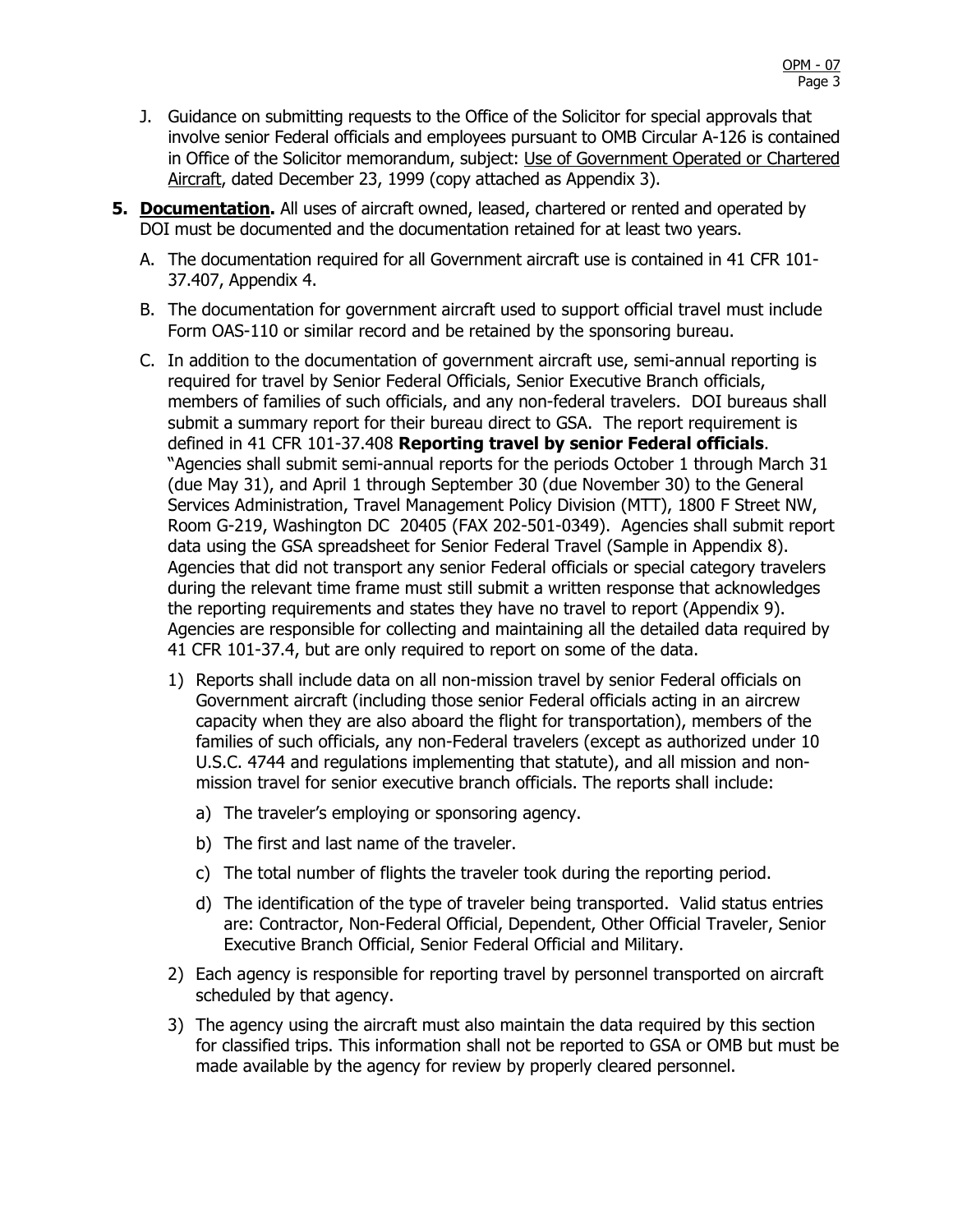J. Guidance on submitting requests to the Office of the Solicitor for special approvals that involve senior Federal officials and employees pursuant to OMB Circular A-126 is contained in Office of the Solicitor memorandum, subject: Use of Government Operated or Chartered Aircraft, dated December 23, 1999 (copy attached as Appendix 3).

**5. Documentation.** All uses of aircraft owned, leased, chartered or rented and operated by DOI must be documented and the documentation retained for at least two years.

A. The documentation required for all Government aircraft use is contained in 41 CFR 101-37.407, Appendix 4.

B. The documentation for government aircraft used to support official travel must include Form OAS-110 or similar record and be retained by the sponsoring bureau.

C. In addition to the documentation of government aircraft use, semi-annual reporting is required for travel by Senior Federal Officials, Senior Executive Branch officials, members of families of such officials, and any non-federal travelers. DOI bureaus shall submit a summary report for their bureau direct to GSA. The report requirement is defined in 41 CFR 101-37.408 **Reporting travel by senior Federal officials**. "Agencies shall submit semi-annual reports for the periods October 1 through March 31 (due May 31), and April 1 through September 30 (due November 30) to the General Services Administration, Travel Management Policy Division (MTT), 1800 F Street NW, Room G-219, Washington DC 20405 (FAX 202-501-0349). Agencies shall submit report data using the GSA spreadsheet for Senior Federal Travel (Sample in Appendix 8). Agencies that did not transport any senior Federal officials or special category travelers during the relevant time frame must still submit a written response that acknowledges the reporting requirements and states they have no travel to report (Appendix 9). Agencies are responsible for collecting and maintaining all the detailed data required by 41 CFR 101-37.4, but are only required to report on some of the data.

1) Reports shall include data on all non-mission travel by senior Federal officials on Government aircraft (including those senior Federal officials acting in an aircrew capacity when they are also aboard the flight for transportation), members of the families of such officials, any non-Federal travelers (except as authorized under 10 U.S.C. 4744 and regulations implementing that statute), and all mission and non-mission travel for senior executive branch officials. The reports shall include:

   a) The traveler's employing or sponsoring agency.

   b) The first and last name of the traveler.

   c) The total number of flights the traveler took during the reporting period.

   d) The identification of the type of traveler being transported. Valid status entries are: Contractor, Non-Federal Official, Dependent, Other Official Traveler, Senior Executive Branch Official, Senior Federal Official and Military.

2) Each agency is responsible for reporting travel by personnel transported on aircraft scheduled by that agency.

3) The agency using the aircraft must also maintain the data required by this section for classified trips. This information shall not be reported to GSA or OMB but must be made available by the agency for review by properly cleared personnel.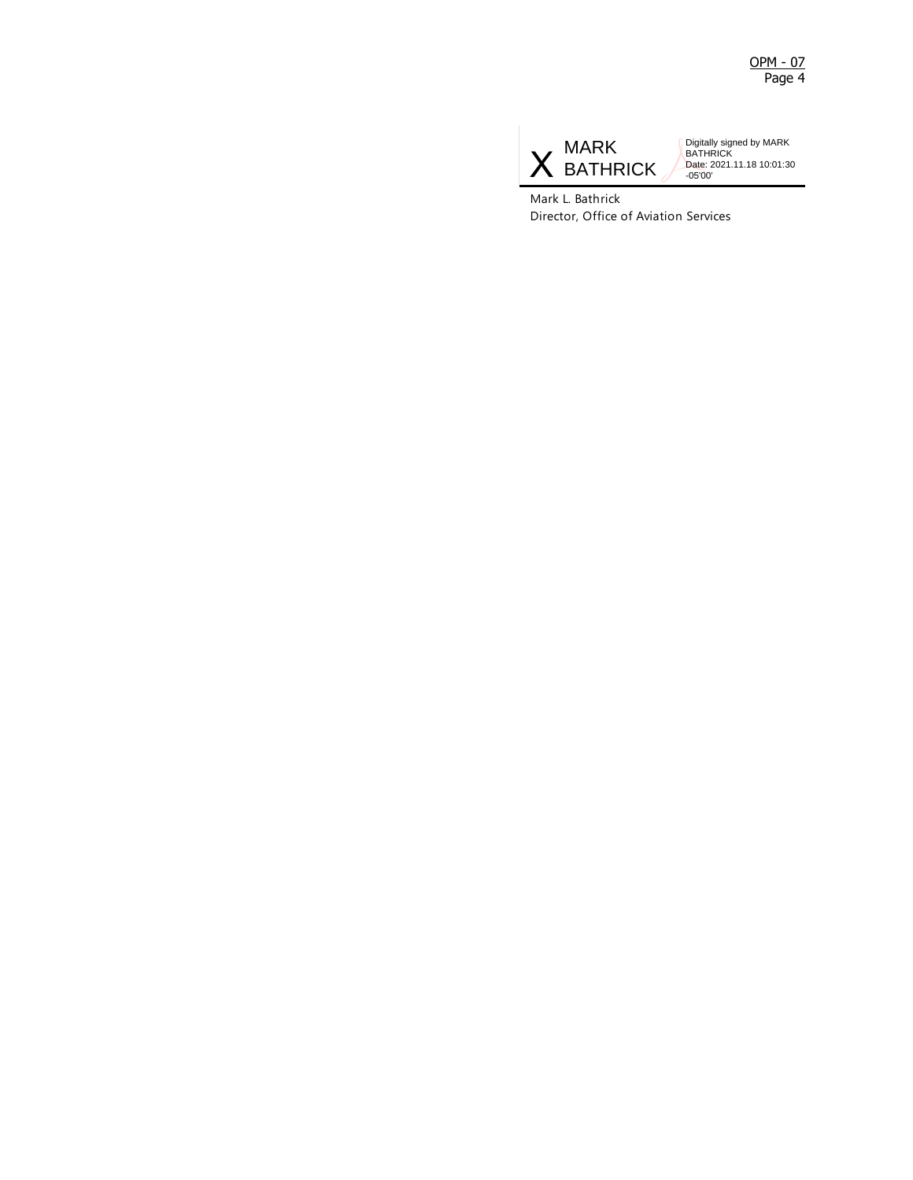X MARK BATHRICK

Digitally signed by MARK BATHRICK
Date: 2021.11.18 10:01:30 -05'00'

Mark L. Bathrick
Director, Office of Aviation Services